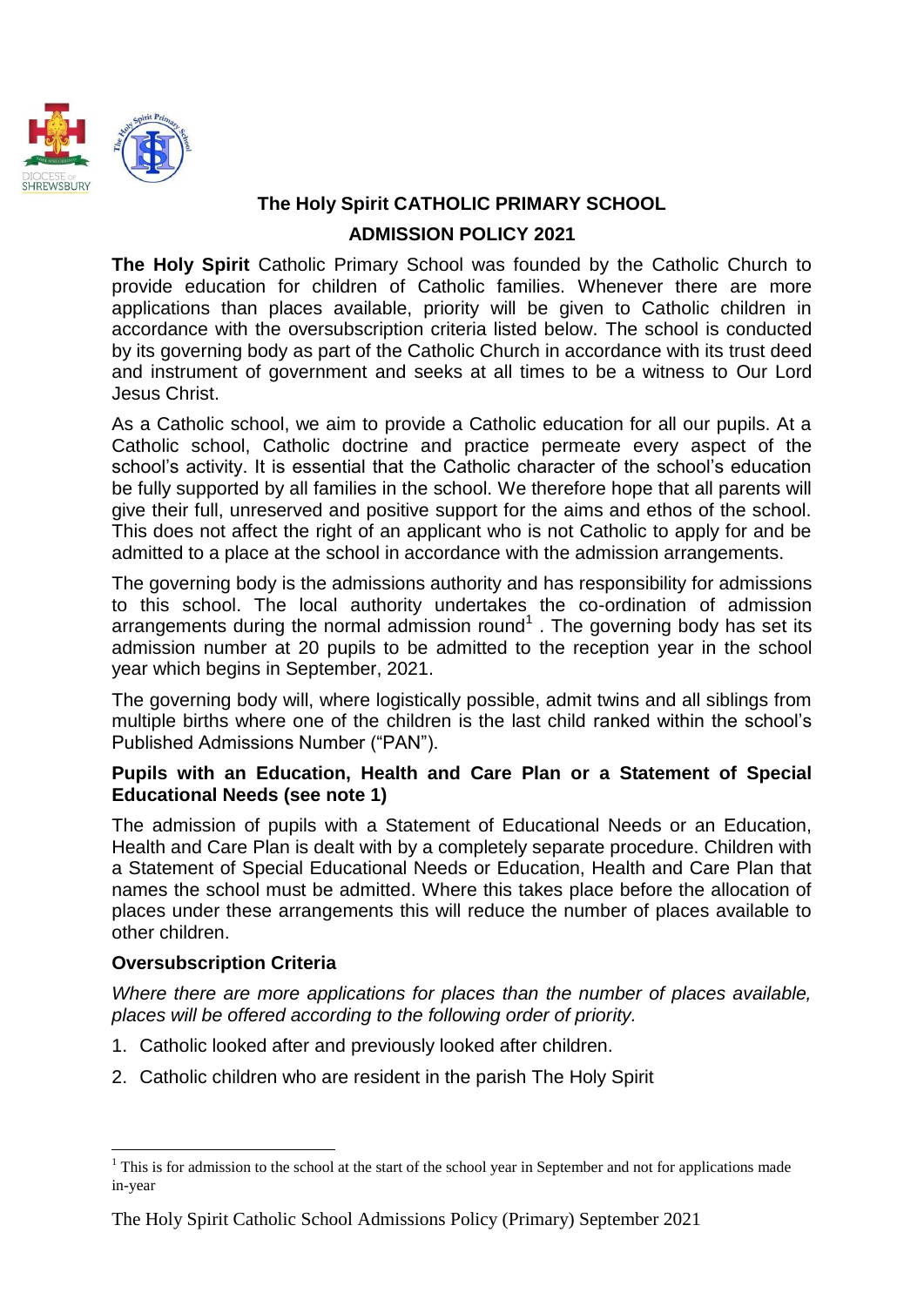# The Holy Spirit CATHOLIC PRIMARY SCHOOL

## ADMISSION POLICY 2021

**The Holy Spirit** Catholic Primary School was founded by the Catholic Church to provide education for children of Catholic families. Whenever there are more applications than places available, priority will be given to Catholic children in accordance with the oversubscription criteria listed below. The school is conducted by its governing body as part of the Catholic Church in accordance with its trust deed and instrument of government and seeks at all times to be a witness to Our Lord Jesus Christ.

As a Catholic school, we aim to provide a Catholic education for all our pupils. At a Catholic school, Catholic doctrine and practice permeate every aspect of the school's activity. It is essential that the Catholic character of the school's education be fully supported by all families in the school. We therefore hope that all parents will give their full, unreserved and positive support for the aims and ethos of the school. This does not affect the right of an applicant who is not Catholic to apply for and be admitted to a place at the school in accordance with the admission arrangements.

The governing body is the admissions authority and has responsibility for admissions to this school. The local authority undertakes the co-ordination of admission arrangements during the normal admission round[1] . The governing body has set its admission number at 20 pupils to be admitted to the reception year in the school year which begins in September, 2021.

The governing body will, where logistically possible, admit twins and all siblings from multiple births where one of the children is the last child ranked within the school's Published Admissions Number ("PAN").

### Pupils with an Education, Health and Care Plan or a Statement of Special Educational Needs (see note 1)

The admission of pupils with a Statement of Educational Needs or an Education, Health and Care Plan is dealt with by a completely separate procedure. Children with a Statement of Special Educational Needs or Education, Health and Care Plan that names the school must be admitted. Where this takes place before the allocation of places under these arrangements this will reduce the number of places available to other children.

### Oversubscription Criteria

*Where there are more applications for places than the number of places available, places will be offered according to the following order of priority.*

1. Catholic looked after and previously looked after children.
2. Catholic children who are resident in the parish The Holy Spirit

[1] This is for admission to the school at the start of the school year in September and not for applications made in-year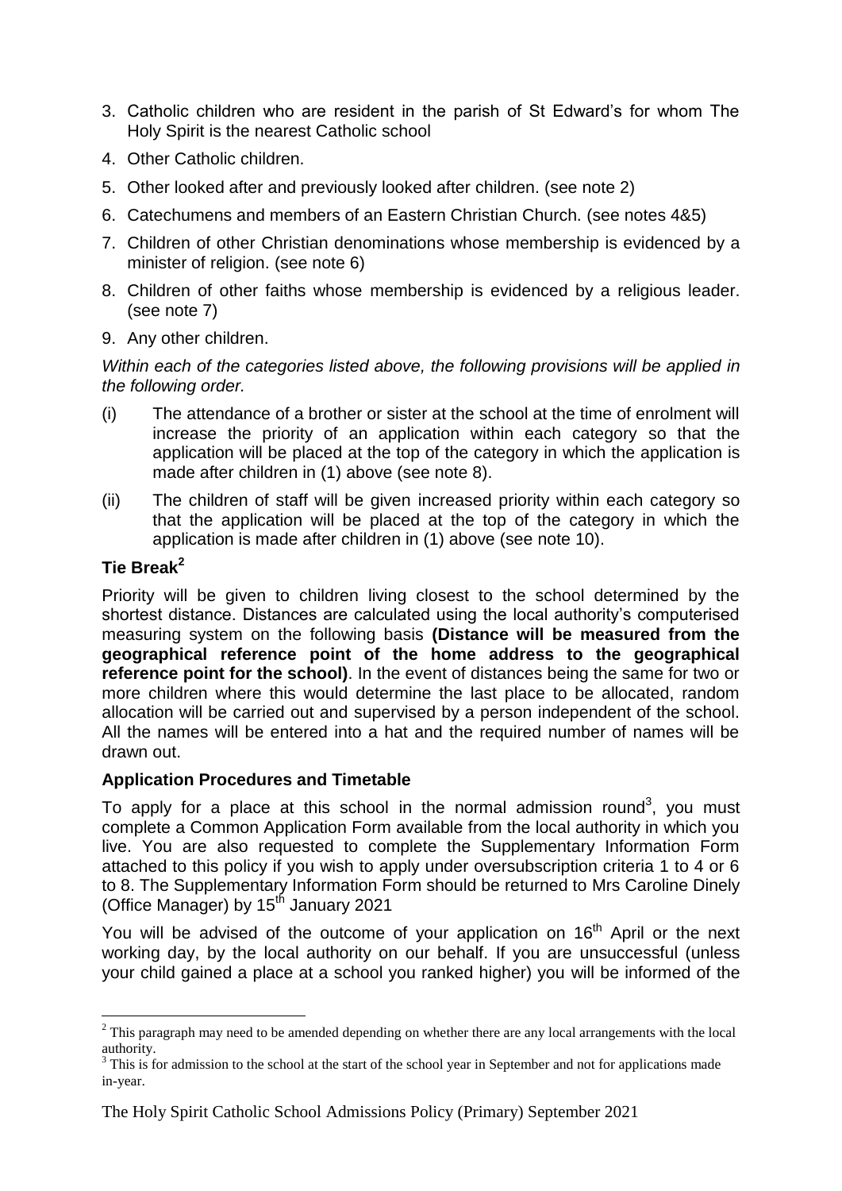3. Catholic children who are resident in the parish of St Edward's for whom The Holy Spirit is the nearest Catholic school
4. Other Catholic children.
5. Other looked after and previously looked after children. (see note 2)
6. Catechumens and members of an Eastern Christian Church. (see notes 4&5)
7. Children of other Christian denominations whose membership is evidenced by a minister of religion. (see note 6)
8. Children of other faiths whose membership is evidenced by a religious leader. (see note 7)
9. Any other children.

*Within each of the categories listed above, the following provisions will be applied in the following order.*

(i) The attendance of a brother or sister at the school at the time of enrolment will increase the priority of an application within each category so that the application will be placed at the top of the category in which the application is made after children in (1) above (see note 8).

(ii) The children of staff will be given increased priority within each category so that the application will be placed at the top of the category in which the application is made after children in (1) above (see note 10).

**Tie Break[2]**

Priority will be given to children living closest to the school determined by the shortest distance. Distances are calculated using the local authority's computerised measuring system on the following basis **(Distance will be measured from the geographical reference point of the home address to the geographical reference point for the school)**. In the event of distances being the same for two or more children where this would determine the last place to be allocated, random allocation will be carried out and supervised by a person independent of the school. All the names will be entered into a hat and the required number of names will be drawn out.

**Application Procedures and Timetable**

To apply for a place at this school in the normal admission round[3], you must complete a Common Application Form available from the local authority in which you live. You are also requested to complete the Supplementary Information Form attached to this policy if you wish to apply under oversubscription criteria 1 to 4 or 6 to 8. The Supplementary Information Form should be returned to Mrs Caroline Dinely (Office Manager) by 15th January 2021

You will be advised of the outcome of your application on 16th April or the next working day, by the local authority on our behalf. If you are unsuccessful (unless your child gained a place at a school you ranked higher) you will be informed of the

---

[2] This paragraph may need to be amended depending on whether there are any local arrangements with the local authority.

[3] This is for admission to the school at the start of the school year in September and not for applications made in-year.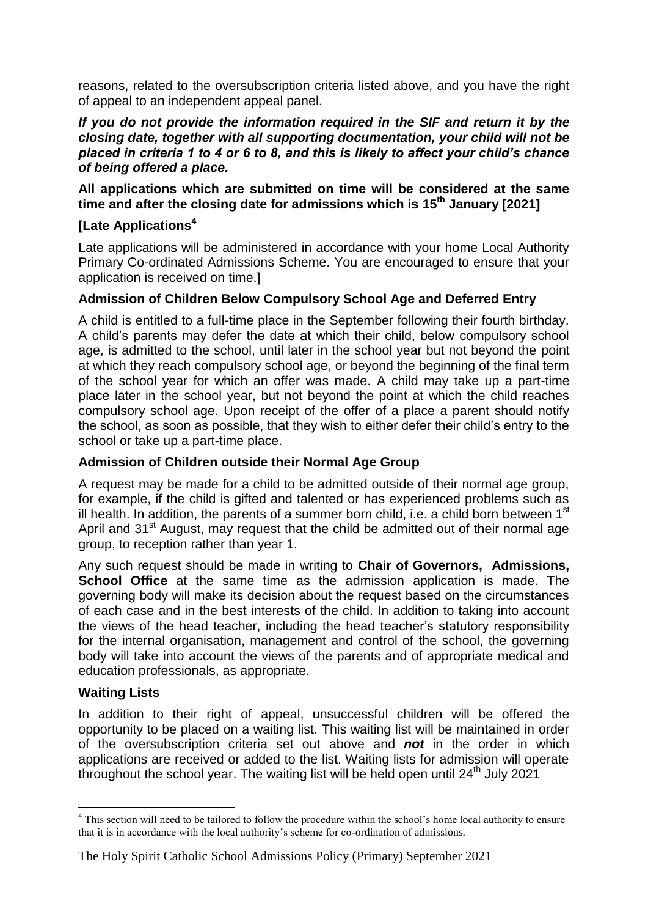reasons, related to the oversubscription criteria listed above, and you have the right of appeal to an independent appeal panel.

***If you do not provide the information required in the SIF and return it by the closing date, together with all supporting documentation, your child will not be placed in criteria 1 to 4 or 6 to 8, and this is likely to affect your child's chance of being offered a place.***

**All applications which are submitted on time will be considered at the same time and after the closing date for admissions which is 15th January [2021]**

**[Late Applications[4]**

Late applications will be administered in accordance with your home Local Authority Primary Co-ordinated Admissions Scheme. You are encouraged to ensure that your application is received on time.]

**Admission of Children Below Compulsory School Age and Deferred Entry**

A child is entitled to a full-time place in the September following their fourth birthday. A child's parents may defer the date at which their child, below compulsory school age, is admitted to the school, until later in the school year but not beyond the point at which they reach compulsory school age, or beyond the beginning of the final term of the school year for which an offer was made. A child may take up a part-time place later in the school year, but not beyond the point at which the child reaches compulsory school age. Upon receipt of the offer of a place a parent should notify the school, as soon as possible, that they wish to either defer their child's entry to the school or take up a part-time place.

**Admission of Children outside their Normal Age Group**

A request may be made for a child to be admitted outside of their normal age group, for example, if the child is gifted and talented or has experienced problems such as ill health. In addition, the parents of a summer born child, i.e. a child born between 1st April and 31st August, may request that the child be admitted out of their normal age group, to reception rather than year 1.

Any such request should be made in writing to **Chair of Governors, Admissions, School Office** at the same time as the admission application is made. The governing body will make its decision about the request based on the circumstances of each case and in the best interests of the child. In addition to taking into account the views of the head teacher, including the head teacher's statutory responsibility for the internal organisation, management and control of the school, the governing body will take into account the views of the parents and of appropriate medical and education professionals, as appropriate.

**Waiting Lists**

In addition to their right of appeal, unsuccessful children will be offered the opportunity to be placed on a waiting list. This waiting list will be maintained in order of the oversubscription criteria set out above and ***not*** in the order in which applications are received or added to the list. Waiting lists for admission will operate throughout the school year. The waiting list will be held open until 24th July 2021

---

[4] This section will need to be tailored to follow the procedure within the school's home local authority to ensure that it is in accordance with the local authority's scheme for co-ordination of admissions.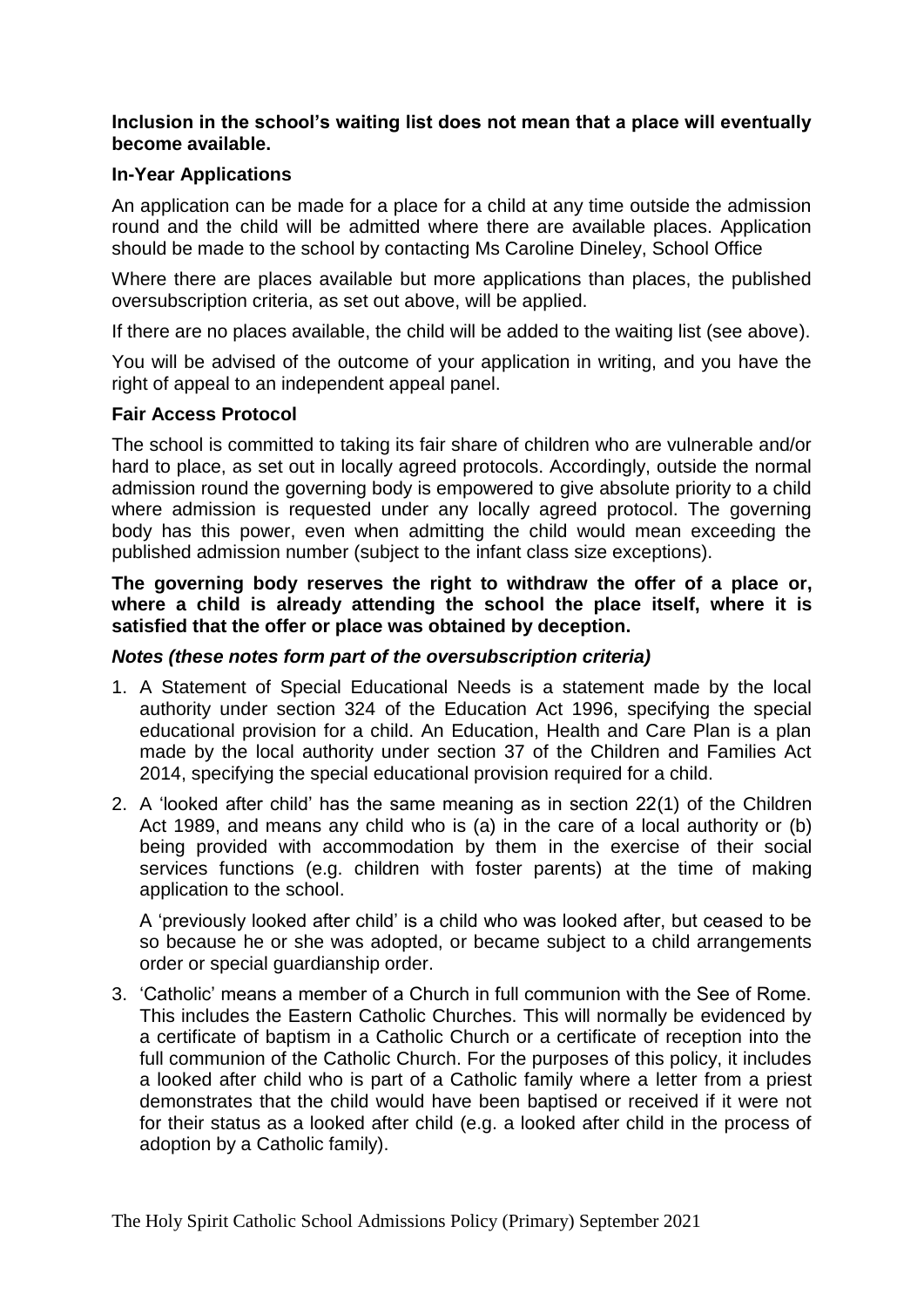**Inclusion in the school's waiting list does not mean that a place will eventually become available.**

### In-Year Applications

An application can be made for a place for a child at any time outside the admission round and the child will be admitted where there are available places. Application should be made to the school by contacting Ms Caroline Dineley, School Office

Where there are places available but more applications than places, the published oversubscription criteria, as set out above, will be applied.

If there are no places available, the child will be added to the waiting list (see above).

You will be advised of the outcome of your application in writing, and you have the right of appeal to an independent appeal panel.

### Fair Access Protocol

The school is committed to taking its fair share of children who are vulnerable and/or hard to place, as set out in locally agreed protocols. Accordingly, outside the normal admission round the governing body is empowered to give absolute priority to a child where admission is requested under any locally agreed protocol. The governing body has this power, even when admitting the child would mean exceeding the published admission number (subject to the infant class size exceptions).

**The governing body reserves the right to withdraw the offer of a place or, where a child is already attending the school the place itself, where it is satisfied that the offer or place was obtained by deception.**

### *Notes (these notes form part of the oversubscription criteria)*

1. A Statement of Special Educational Needs is a statement made by the local authority under section 324 of the Education Act 1996, specifying the special educational provision for a child. An Education, Health and Care Plan is a plan made by the local authority under section 37 of the Children and Families Act 2014, specifying the special educational provision required for a child.
2. A 'looked after child' has the same meaning as in section 22(1) of the Children Act 1989, and means any child who is (a) in the care of a local authority or (b) being provided with accommodation by them in the exercise of their social services functions (e.g. children with foster parents) at the time of making application to the school.

   A 'previously looked after child' is a child who was looked after, but ceased to be so because he or she was adopted, or became subject to a child arrangements order or special guardianship order.
3. 'Catholic' means a member of a Church in full communion with the See of Rome. This includes the Eastern Catholic Churches. This will normally be evidenced by a certificate of baptism in a Catholic Church or a certificate of reception into the full communion of the Catholic Church. For the purposes of this policy, it includes a looked after child who is part of a Catholic family where a letter from a priest demonstrates that the child would have been baptised or received if it were not for their status as a looked after child (e.g. a looked after child in the process of adoption by a Catholic family).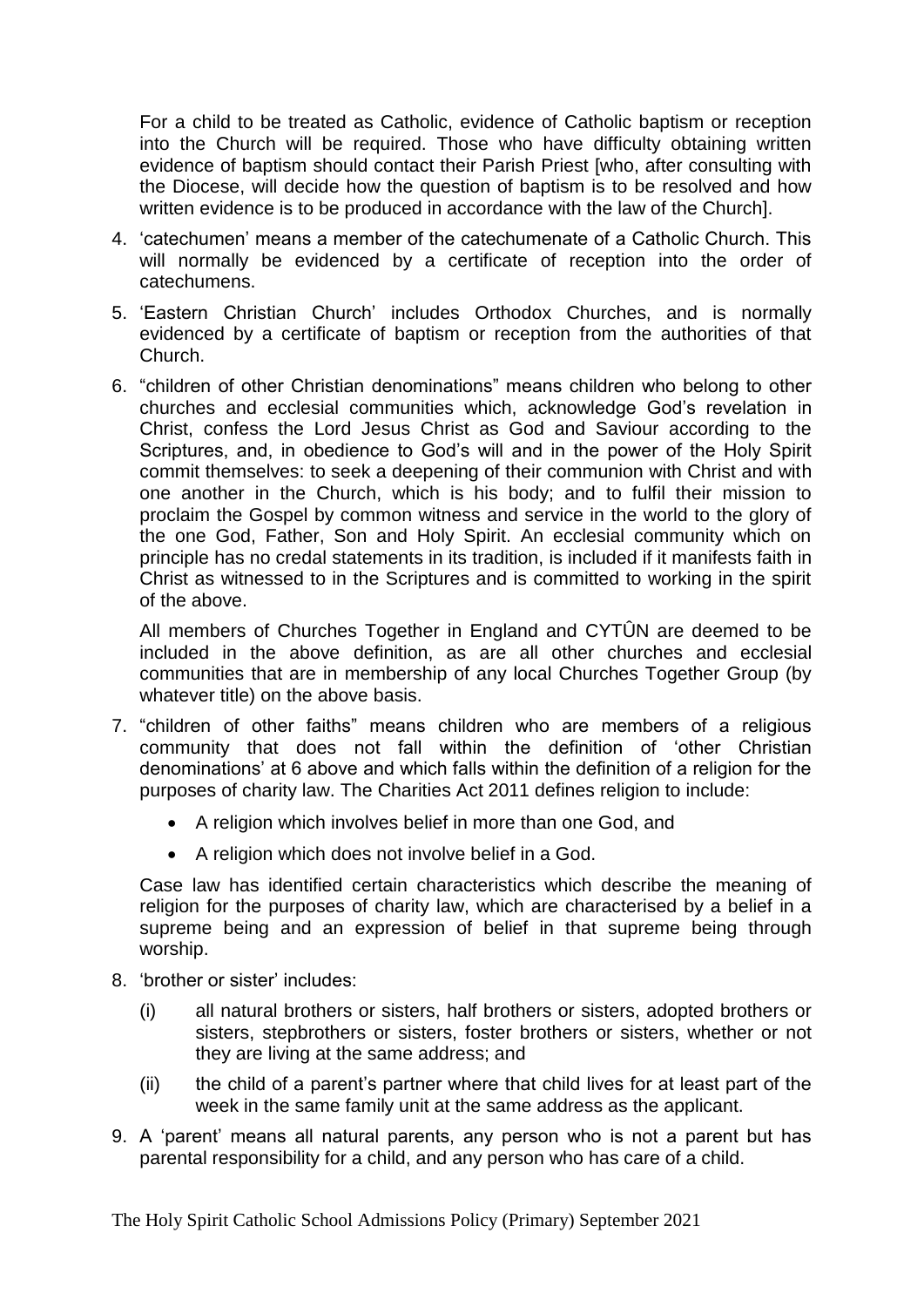For a child to be treated as Catholic, evidence of Catholic baptism or reception into the Church will be required. Those who have difficulty obtaining written evidence of baptism should contact their Parish Priest [who, after consulting with the Diocese, will decide how the question of baptism is to be resolved and how written evidence is to be produced in accordance with the law of the Church].

4. 'catechumen' means a member of the catechumenate of a Catholic Church. This will normally be evidenced by a certificate of reception into the order of catechumens.

5. 'Eastern Christian Church' includes Orthodox Churches, and is normally evidenced by a certificate of baptism or reception from the authorities of that Church.

6. "children of other Christian denominations" means children who belong to other churches and ecclesial communities which, acknowledge God's revelation in Christ, confess the Lord Jesus Christ as God and Saviour according to the Scriptures, and, in obedience to God's will and in the power of the Holy Spirit commit themselves: to seek a deepening of their communion with Christ and with one another in the Church, which is his body; and to fulfil their mission to proclaim the Gospel by common witness and service in the world to the glory of the one God, Father, Son and Holy Spirit. An ecclesial community which on principle has no credal statements in its tradition, is included if it manifests faith in Christ as witnessed to in the Scriptures and is committed to working in the spirit of the above.

   All members of Churches Together in England and CYTÛN are deemed to be included in the above definition, as are all other churches and ecclesial communities that are in membership of any local Churches Together Group (by whatever title) on the above basis.

7. "children of other faiths" means children who are members of a religious community that does not fall within the definition of 'other Christian denominations' at 6 above and which falls within the definition of a religion for the purposes of charity law. The Charities Act 2011 defines religion to include:

   - A religion which involves belief in more than one God, and
   - A religion which does not involve belief in a God.

   Case law has identified certain characteristics which describe the meaning of religion for the purposes of charity law, which are characterised by a belief in a supreme being and an expression of belief in that supreme being through worship.

8. 'brother or sister' includes:

   (i) all natural brothers or sisters, half brothers or sisters, adopted brothers or sisters, stepbrothers or sisters, foster brothers or sisters, whether or not they are living at the same address; and

   (ii) the child of a parent's partner where that child lives for at least part of the week in the same family unit at the same address as the applicant.

9. A 'parent' means all natural parents, any person who is not a parent but has parental responsibility for a child, and any person who has care of a child.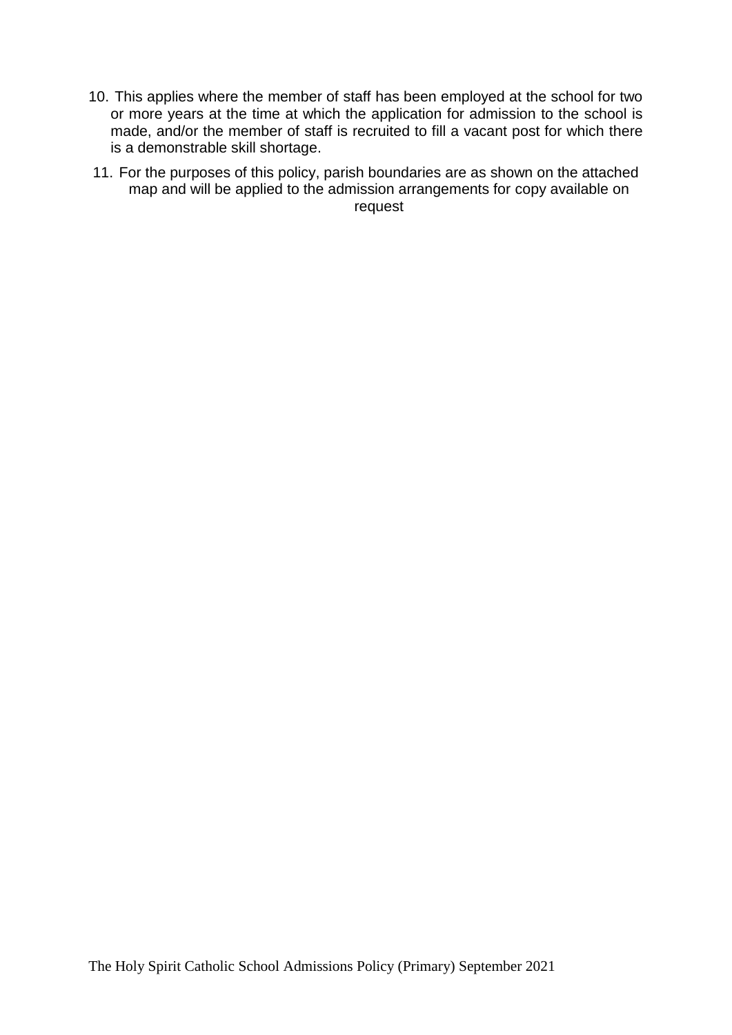10. This applies where the member of staff has been employed at the school for two or more years at the time at which the application for admission to the school is made, and/or the member of staff is recruited to fill a vacant post for which there is a demonstrable skill shortage.

11. For the purposes of this policy, parish boundaries are as shown on the attached map and will be applied to the admission arrangements for copy available on request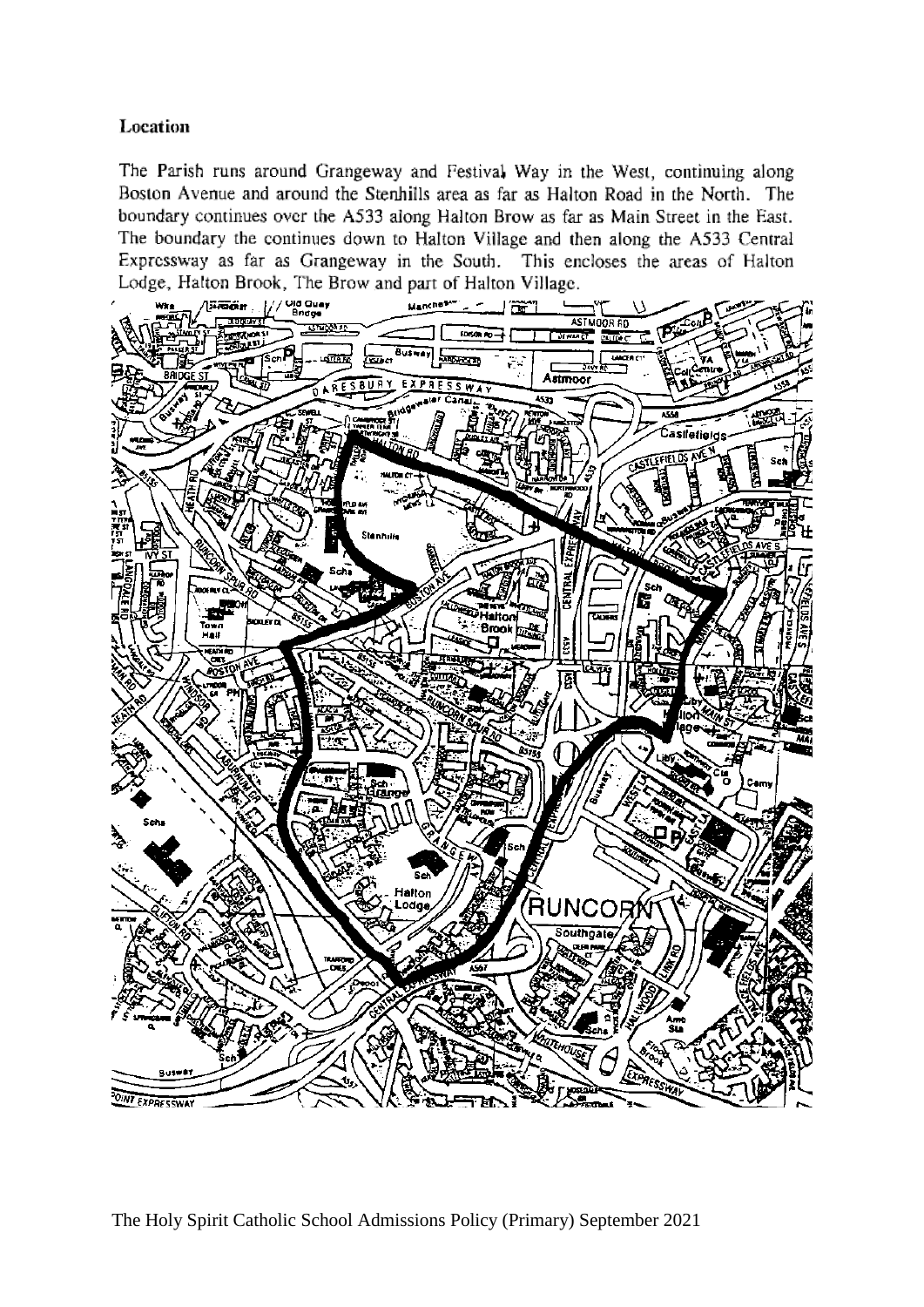**Location**

The Parish runs around Grangeway and Festival Way in the West, continuing along Boston Avenue and around the Stenhills area as far as Halton Road in the North. The boundary continues over the A533 along Halton Brow as far as Main Street in the East. The boundary the continues down to Halton Village and then along the A533 Central Expressway as far as Grangeway in the South. This encloses the areas of Halton Lodge, Halton Brook, The Brow and part of Halton Village.